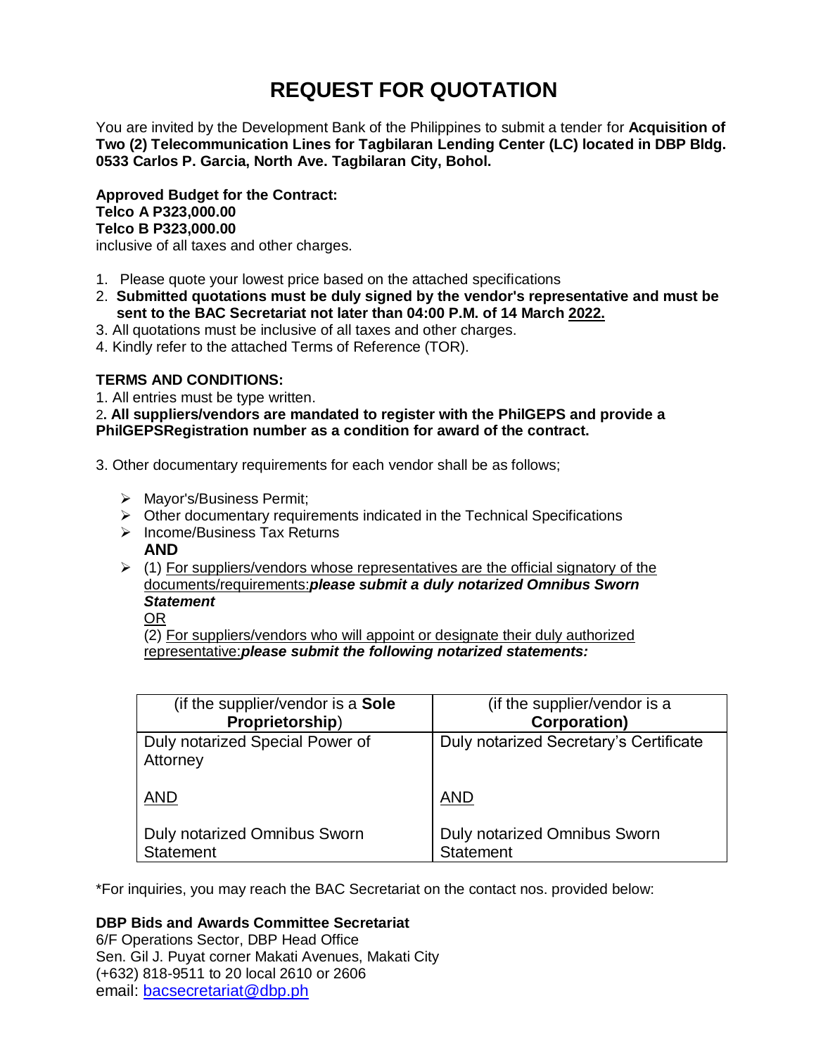# REQUEST FOR QUOTATION

You are invited by the Development Bank of the Philippines to submit a tender for **Acquisition of Two (2) Telecommunication Lines for Tagbilaran Lending Center (LC) located in DBP Bldg. 0533 Carlos P. Garcia, North Ave. Tagbilaran City, Bohol.**

**Approved Budget for the Contract:**
**Telco A P323,000.00**
**Telco B P323,000.00**
inclusive of all taxes and other charges.

1. Please quote your lowest price based on the attached specifications
2. **Submitted quotations must be duly signed by the vendor's representative and must be sent to the BAC Secretariat not later than 04:00 P.M. of 14 March 2022.**
3. All quotations must be inclusive of all taxes and other charges.
4. Kindly refer to the attached Terms of Reference (TOR).

**TERMS AND CONDITIONS:**

1. All entries must be type written.
2. **All suppliers/vendors are mandated to register with the PhilGEPS and provide a PhilGEPSRegistration number as a condition for award of the contract.**

3. Other documentary requirements for each vendor shall be as follows;

- Mayor's/Business Permit;
- Other documentary requirements indicated in the Technical Specifications
- Income/Business Tax Returns
  **AND**
- (1) For suppliers/vendors whose representatives are the official signatory of the documents/requirements:***please submit a duly notarized Omnibus Sworn Statement***
  OR
  (2) For suppliers/vendors who will appoint or designate their duly authorized representative:***please submit the following notarized statements:***

| (if the supplier/vendor is a **Sole Proprietorship**) | (if the supplier/vendor is a **Corporation)** |
|---|---|
| Duly notarized Special Power of Attorney<br><br>AND<br><br>Duly notarized Omnibus Sworn Statement | Duly notarized Secretary's Certificate<br><br>AND<br><br>Duly notarized Omnibus Sworn Statement |

*For inquiries, you may reach the BAC Secretariat on the contact nos. provided below:

**DBP Bids and Awards Committee Secretariat**
6/F Operations Sector, DBP Head Office
Sen. Gil J. Puyat corner Makati Avenues, Makati City
(+632) 818-9511 to 20 local 2610 or 2606
email: bacsecretariat@dbp.ph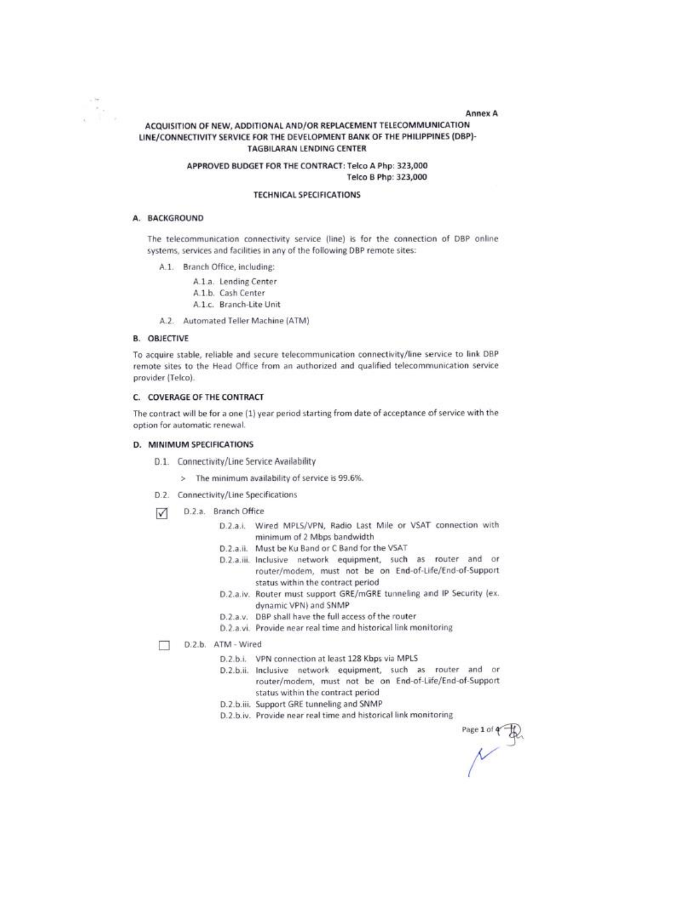Annex A

## ACQUISITION OF NEW, ADDITIONAL AND/OR REPLACEMENT TELECOMMUNICATION LINE/CONNECTIVITY SERVICE FOR THE DEVELOPMENT BANK OF THE PHILIPPINES (DBP)-TAGBILARAN LENDING CENTER

**APPROVED BUDGET FOR THE CONTRACT: Telco A Php: 323,000**
**Telco B Php: 323,000**

### TECHNICAL SPECIFICATIONS

### A. BACKGROUND

The telecommunication connectivity service (line) is for the connection of DBP online systems, services and facilities in any of the following DBP remote sites:

- A.1. Branch Office, including:
  - A.1.a. Lending Center
  - A.1.b. Cash Center
  - A.1.c. Branch-Lite Unit
- A.2. Automated Teller Machine (ATM)

### B. OBJECTIVE

To acquire stable, reliable and secure telecommunication connectivity/line service to link DBP remote sites to the Head Office from an authorized and qualified telecommunication service provider (Telco).

### C. COVERAGE OF THE CONTRACT

The contract will be for a one (1) year period starting from date of acceptance of service with the option for automatic renewal.

### D. MINIMUM SPECIFICATIONS

- D.1. Connectivity/Line Service Availability
  - > The minimum availability of service is 99.6%.
- D.2. Connectivity/Line Specifications
  - ☑ D.2.a. Branch Office
    - D.2.a.i. Wired MPLS/VPN, Radio Last Mile or VSAT connection with minimum of 2 Mbps bandwidth
    - D.2.a.ii. Must be Ku Band or C Band for the VSAT
    - D.2.a.iii. Inclusive network equipment, such as router and or router/modem, must not be on End-of-Life/End-of-Support status within the contract period
    - D.2.a.iv. Router must support GRE/mGRE tunneling and IP Security (ex. dynamic VPN) and SNMP
    - D.2.a.v. DBP shall have the full access of the router
    - D.2.a.vi. Provide near real time and historical link monitoring
  - ☐ D.2.b. ATM - Wired
    - D.2.b.i. VPN connection at least 128 Kbps via MPLS
    - D.2.b.ii. Inclusive network equipment, such as router and or router/modem, must not be on End-of-Life/End-of-Support status within the contract period
    - D.2.b.iii. Support GRE tunneling and SNMP
    - D.2.b.iv. Provide near real time and historical link monitoring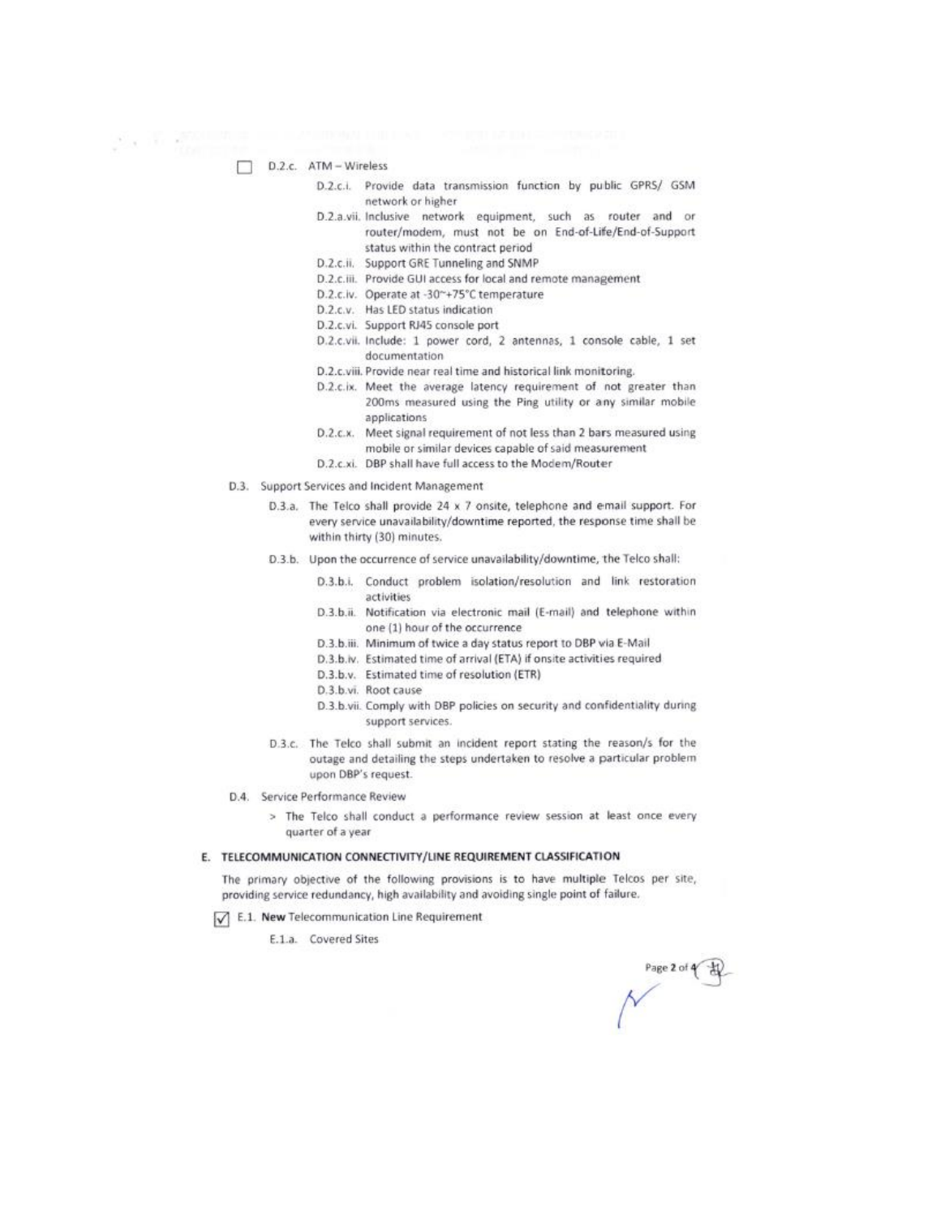☐ D.2.c. ATM – Wireless

- D.2.c.i. Provide data transmission function by public GPRS/ GSM network or higher
- D.2.a.vii. Inclusive network equipment, such as router and or router/modem, must not be on End-of-Life/End-of-Support status within the contract period
- D.2.c.ii. Support GRE Tunneling and SNMP
- D.2.c.iii. Provide GUI access for local and remote management
- D.2.c.iv. Operate at -30~+75°C temperature
- D.2.c.v. Has LED status indication
- D.2.c.vi. Support RJ45 console port
- D.2.c.vii. Include: 1 power cord, 2 antennas, 1 console cable, 1 set documentation
- D.2.c.viii. Provide near real time and historical link monitoring.
- D.2.c.ix. Meet the average latency requirement of not greater than 200ms measured using the Ping utility or any similar mobile applications
- D.2.c.x. Meet signal requirement of not less than 2 bars measured using mobile or similar devices capable of said measurement
- D.2.c.xi. DBP shall have full access to the Modem/Router

D.3. Support Services and Incident Management

D.3.a. The Telco shall provide 24 x 7 onsite, telephone and email support. For every service unavailability/downtime reported, the response time shall be within thirty (30) minutes.

D.3.b. Upon the occurrence of service unavailability/downtime, the Telco shall:

- D.3.b.i. Conduct problem isolation/resolution and link restoration activities
- D.3.b.ii. Notification via electronic mail (E-mail) and telephone within one (1) hour of the occurrence
- D.3.b.iii. Minimum of twice a day status report to DBP via E-Mail
- D.3.b.iv. Estimated time of arrival (ETA) if onsite activities required
- D.3.b.v. Estimated time of resolution (ETR)
- D.3.b.vi. Root cause
- D.3.b.vii. Comply with DBP policies on security and confidentiality during support services.

D.3.c. The Telco shall submit an incident report stating the reason/s for the outage and detailing the steps undertaken to resolve a particular problem upon DBP's request.

D.4. Service Performance Review

> The Telco shall conduct a performance review session at least once every quarter of a year

## E. TELECOMMUNICATION CONNECTIVITY/LINE REQUIREMENT CLASSIFICATION

The primary objective of the following provisions is to have multiple Telcos per site, providing service redundancy, high availability and avoiding single point of failure.

☑ E.1. **New** Telecommunication Line Requirement

E.1.a. Covered Sites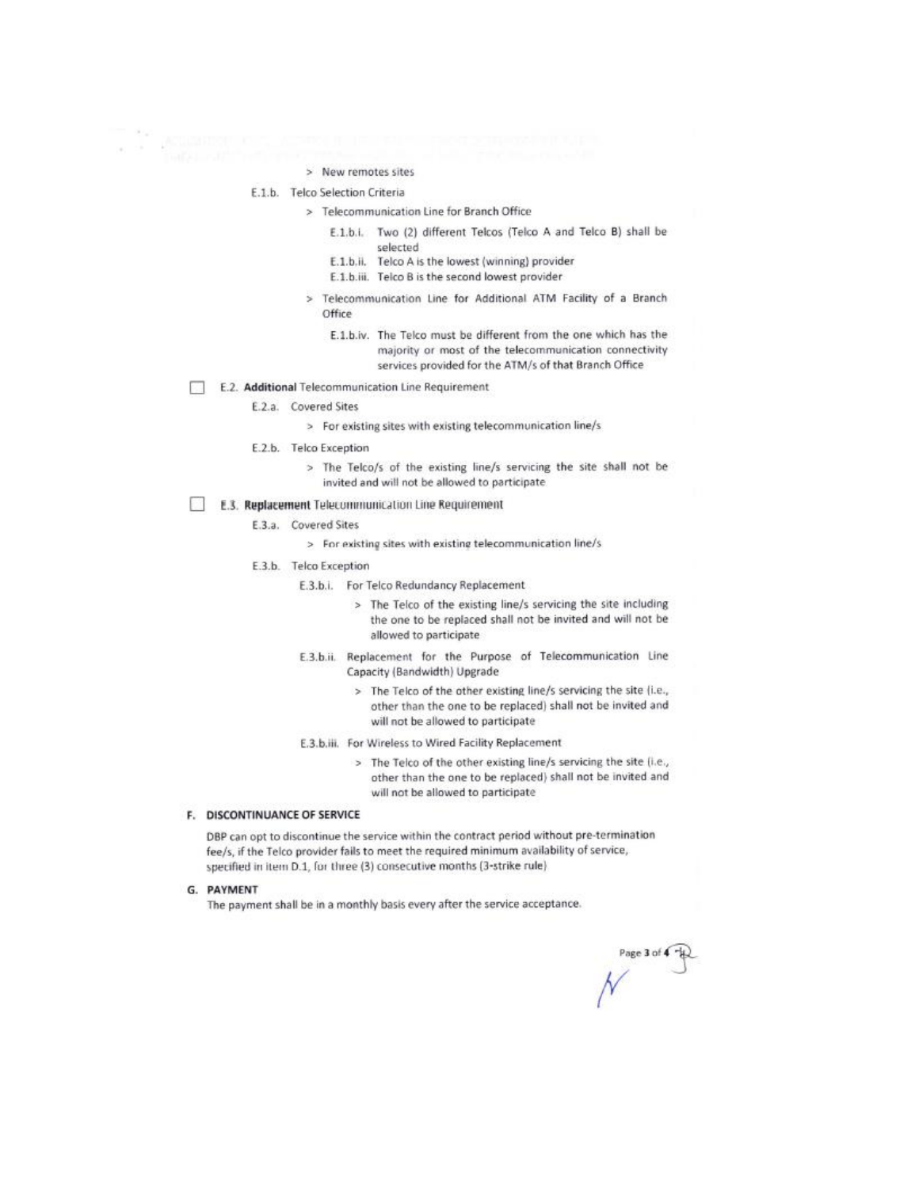> New remotes sites

E.1.b. Telco Selection Criteria

> Telecommunication Line for Branch Office

E.1.b.i. Two (2) different Telcos (Telco A and Telco B) shall be selected

E.1.b.ii. Telco A is the lowest (winning) provider

E.1.b.iii. Telco B is the second lowest provider

> Telecommunication Line for Additional ATM Facility of a Branch Office

E.1.b.iv. The Telco must be different from the one which has the majority or most of the telecommunication connectivity services provided for the ATM/s of that Branch Office

☐ E.2. **Additional** Telecommunication Line Requirement

E.2.a. Covered Sites

> For existing sites with existing telecommunication line/s

E.2.b. Telco Exception

> The Telco/s of the existing line/s servicing the site shall not be invited and will not be allowed to participate

☐ E.3. **Replacement** Telecommunication Line Requirement

E.3.a. Covered Sites

> For existing sites with existing telecommunication line/s

E.3.b. Telco Exception

E.3.b.i. For Telco Redundancy Replacement

> The Telco of the existing line/s servicing the site including the one to be replaced shall not be invited and will not be allowed to participate

E.3.b.ii. Replacement for the Purpose of Telecommunication Line Capacity (Bandwidth) Upgrade

> The Telco of the other existing line/s servicing the site (i.e., other than the one to be replaced) shall not be invited and will not be allowed to participate

E.3.b.iii. For Wireless to Wired Facility Replacement

> The Telco of the other existing line/s servicing the site (i.e., other than the one to be replaced) shall not be invited and will not be allowed to participate

## F. DISCONTINUANCE OF SERVICE

DBP can opt to discontinue the service within the contract period without pre-termination fee/s, if the Telco provider fails to meet the required minimum availability of service, specified in item D.1, for three (3) consecutive months (3-strike rule)

## G. PAYMENT

The payment shall be in a monthly basis every after the service acceptance.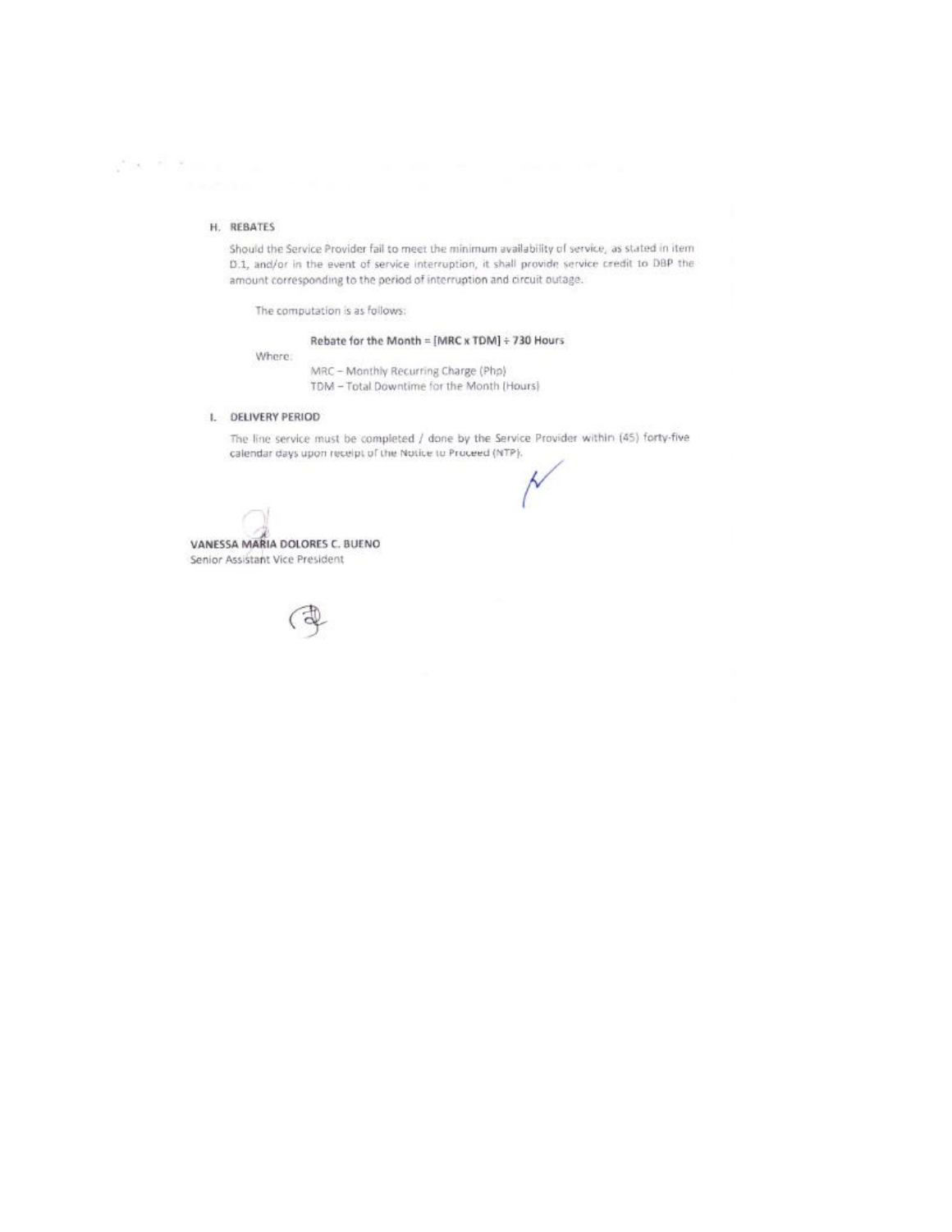### H. REBATES

Should the Service Provider fail to meet the minimum availability of service, as stated in item D.1, and/or in the event of service interruption, it shall provide service credit to DBP the amount corresponding to the period of interruption and circuit outage.

The computation is as follows:

**Rebate for the Month = [MRC x TDM] ÷ 730 Hours**

Where:

MRC – Monthly Recurring Charge (Php)
TDM – Total Downtime for the Month (Hours)

### I. DELIVERY PERIOD

The line service must be completed / done by the Service Provider within (45) forty-five calendar days upon receipt of the Notice to Proceed (NTP).

**VANESSA MARIA DOLORES C. BUENO**
Senior Assistant Vice President